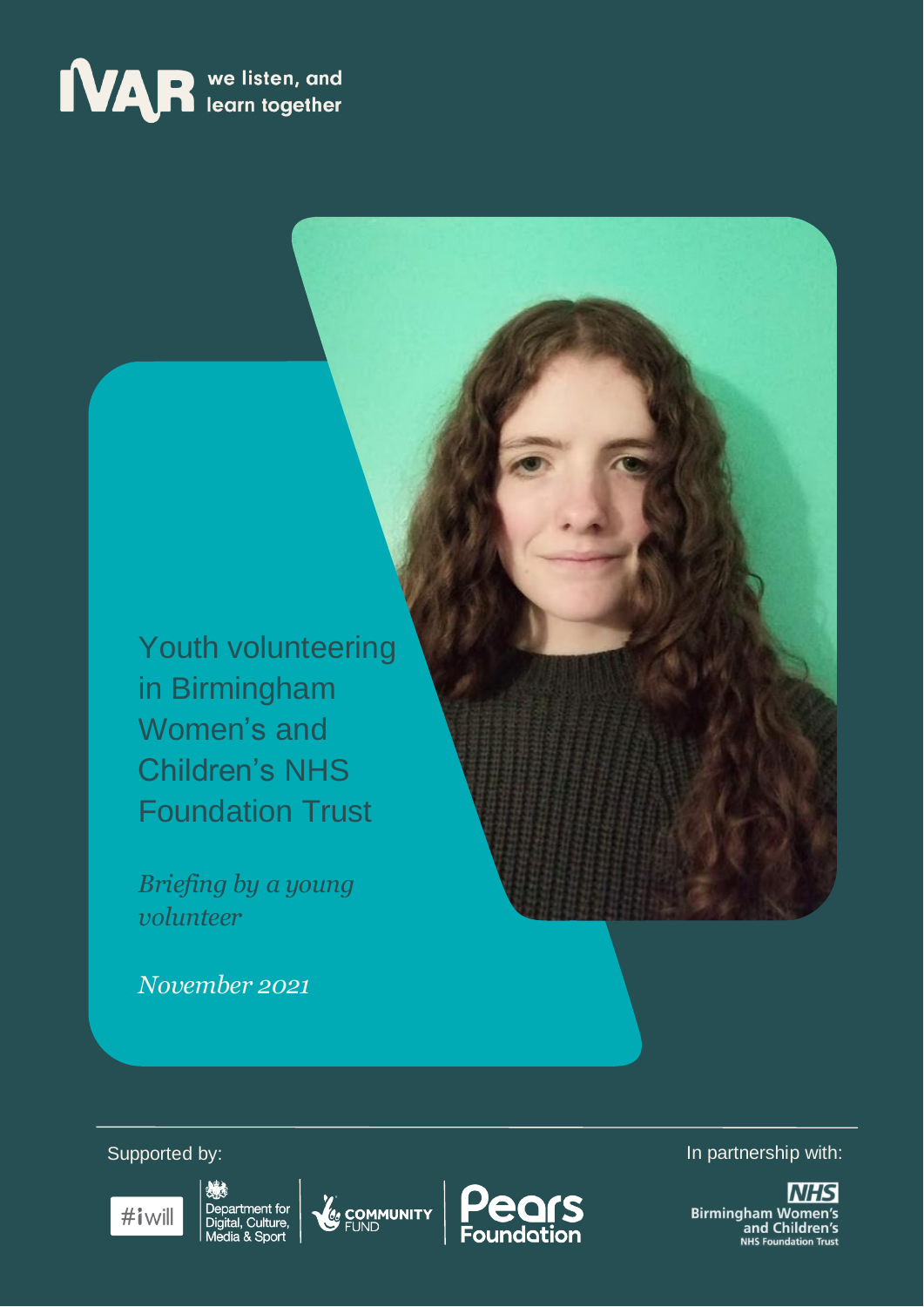IVAR we listen, and learn together

# Youth volunteering in Birmingham Women's and Children's NHS Foundation Trust

*Briefing by a young volunteer*

*November 2021*

Supported by:

#iwill | Department for Digital, Culture, Media & Sport | Community Fund | Pears Foundation

In partnership with:

NHS Birmingham Women's and Children's NHS Foundation Trust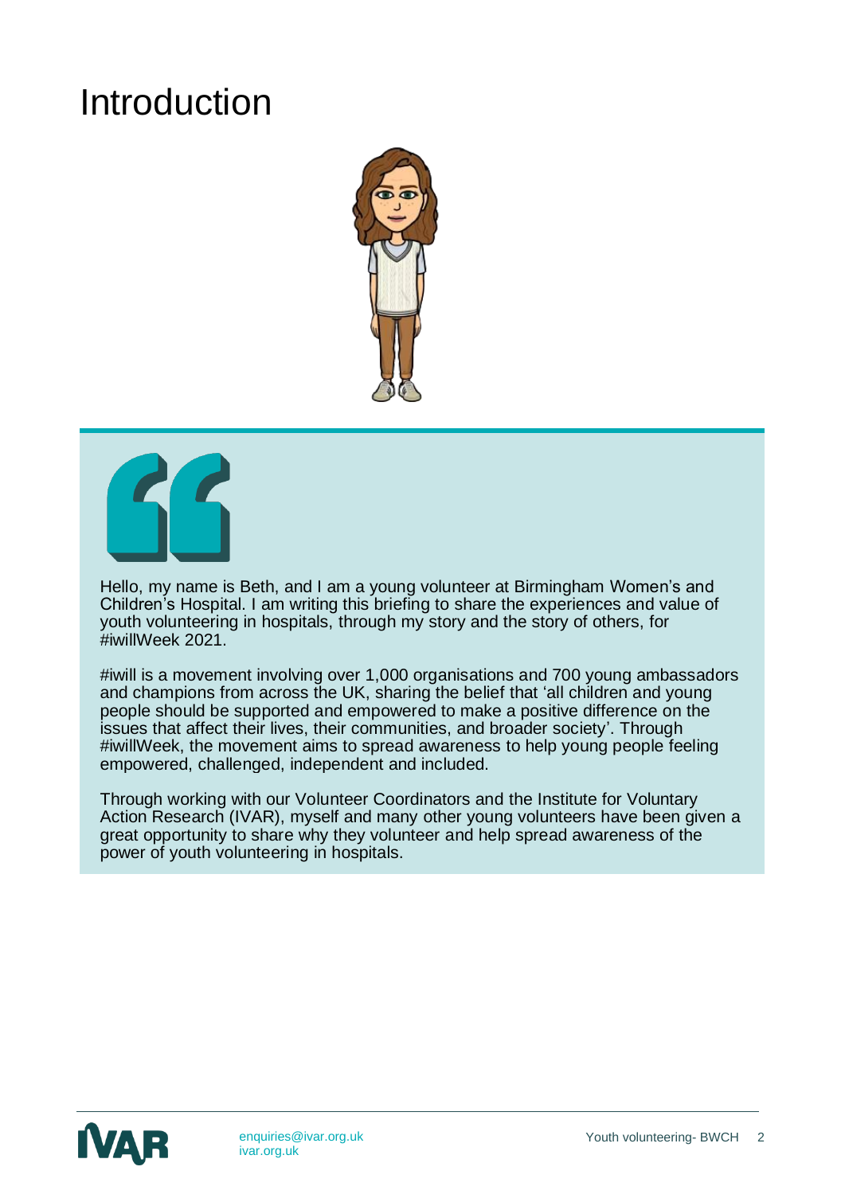# Introduction

Hello, my name is Beth, and I am a young volunteer at Birmingham Women's and Children's Hospital. I am writing this briefing to share the experiences and value of youth volunteering in hospitals, through my story and the story of others, for #iwillWeek 2021.

#iwill is a movement involving over 1,000 organisations and 700 young ambassadors and champions from across the UK, sharing the belief that 'all children and young people should be supported and empowered to make a positive difference on the issues that affect their lives, their communities, and broader society'. Through #iwillWeek, the movement aims to spread awareness to help young people feeling empowered, challenged, independent and included.

Through working with our Volunteer Coordinators and the Institute for Voluntary Action Research (IVAR), myself and many other young volunteers have been given a great opportunity to share why they volunteer and help spread awareness of the power of youth volunteering in hospitals.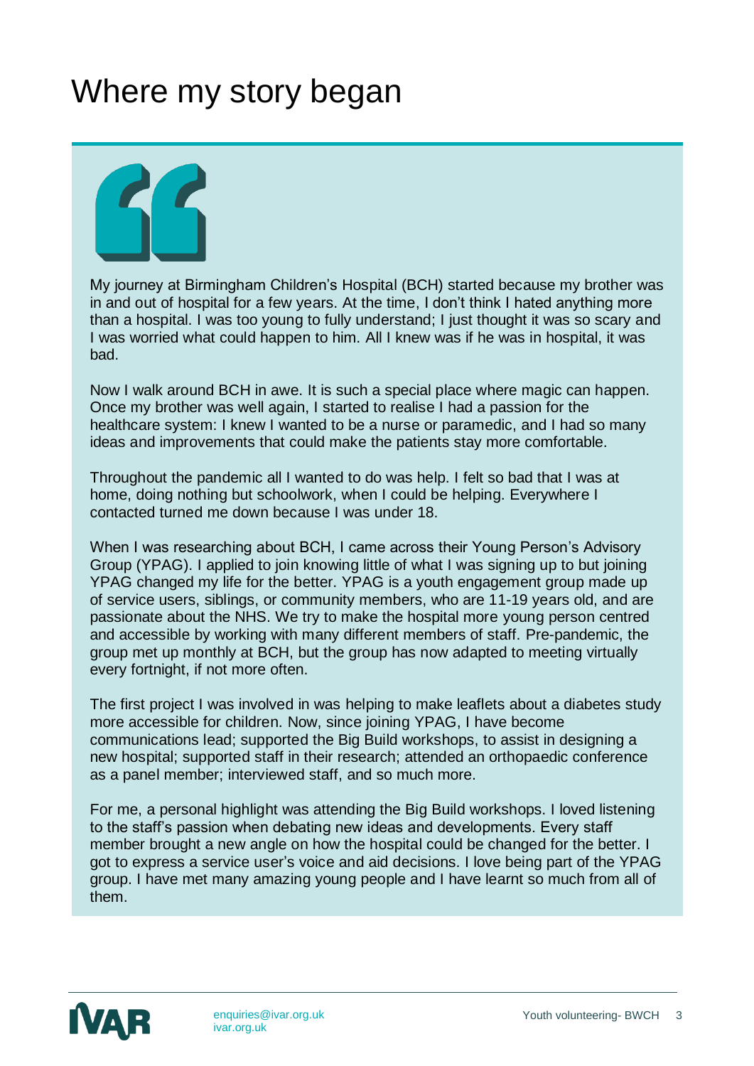# Where my story began

My journey at Birmingham Children's Hospital (BCH) started because my brother was in and out of hospital for a few years. At the time, I don't think I hated anything more than a hospital. I was too young to fully understand; I just thought it was so scary and I was worried what could happen to him. All I knew was if he was in hospital, it was bad.

Now I walk around BCH in awe. It is such a special place where magic can happen. Once my brother was well again, I started to realise I had a passion for the healthcare system: I knew I wanted to be a nurse or paramedic, and I had so many ideas and improvements that could make the patients stay more comfortable.

Throughout the pandemic all I wanted to do was help. I felt so bad that I was at home, doing nothing but schoolwork, when I could be helping. Everywhere I contacted turned me down because I was under 18.

When I was researching about BCH, I came across their Young Person's Advisory Group (YPAG). I applied to join knowing little of what I was signing up to but joining YPAG changed my life for the better. YPAG is a youth engagement group made up of service users, siblings, or community members, who are 11-19 years old, and are passionate about the NHS. We try to make the hospital more young person centred and accessible by working with many different members of staff. Pre-pandemic, the group met up monthly at BCH, but the group has now adapted to meeting virtually every fortnight, if not more often.

The first project I was involved in was helping to make leaflets about a diabetes study more accessible for children. Now, since joining YPAG, I have become communications lead; supported the Big Build workshops, to assist in designing a new hospital; supported staff in their research; attended an orthopaedic conference as a panel member; interviewed staff, and so much more.

For me, a personal highlight was attending the Big Build workshops. I loved listening to the staff's passion when debating new ideas and developments. Every staff member brought a new angle on how the hospital could be changed for the better. I got to express a service user's voice and aid decisions. I love being part of the YPAG group. I have met many amazing young people and I have learnt so much from all of them.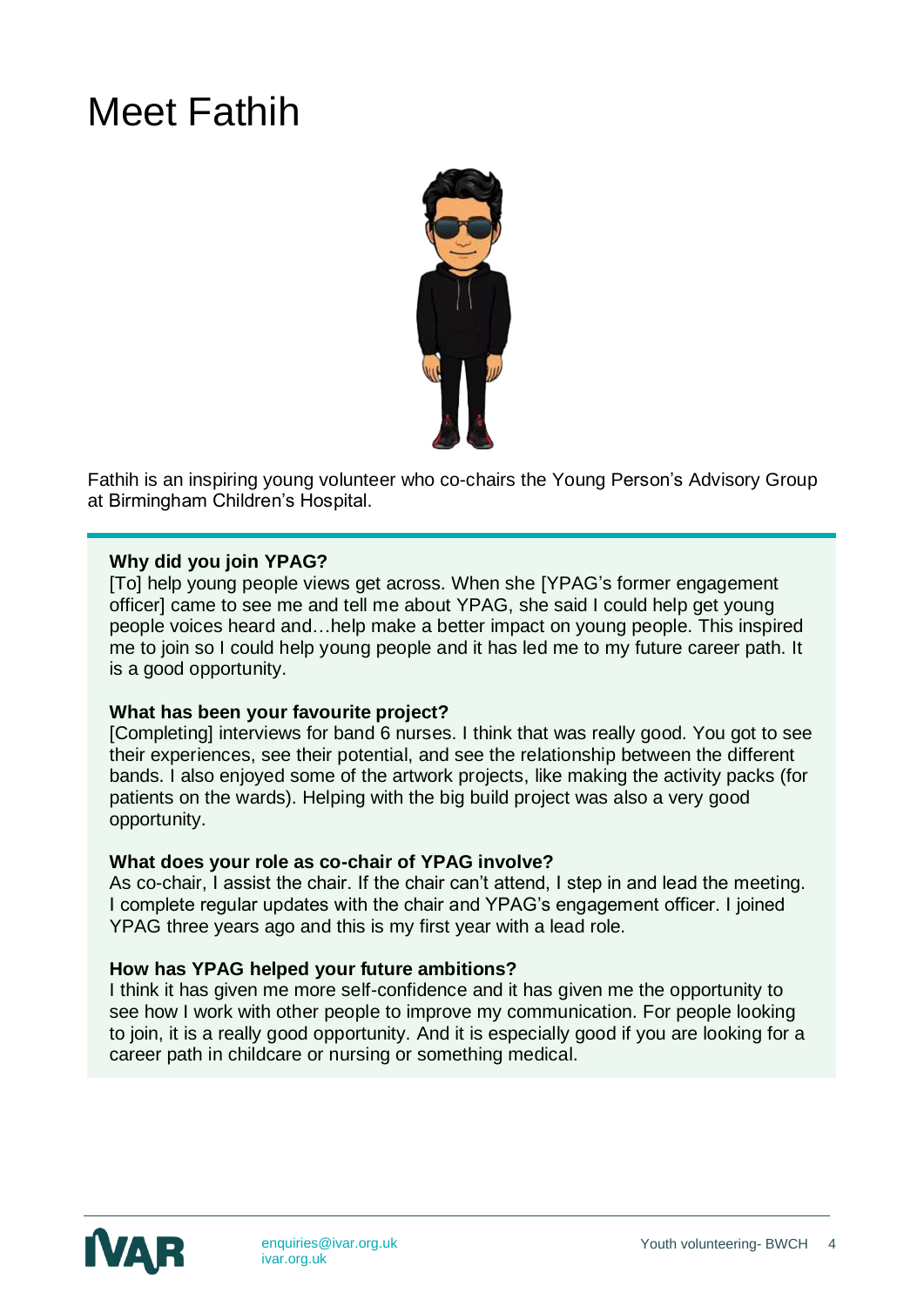# Meet Fathih

Fathih is an inspiring young volunteer who co-chairs the Young Person's Advisory Group at Birmingham Children's Hospital.

**Why did you join YPAG?**
[To] help young people views get across. When she [YPAG's former engagement officer] came to see me and tell me about YPAG, she said I could help get young people voices heard and…help make a better impact on young people. This inspired me to join so I could help young people and it has led me to my future career path. It is a good opportunity.

**What has been your favourite project?**
[Completing] interviews for band 6 nurses. I think that was really good. You got to see their experiences, see their potential, and see the relationship between the different bands. I also enjoyed some of the artwork projects, like making the activity packs (for patients on the wards). Helping with the big build project was also a very good opportunity.

**What does your role as co-chair of YPAG involve?**
As co-chair, I assist the chair. If the chair can't attend, I step in and lead the meeting. I complete regular updates with the chair and YPAG's engagement officer. I joined YPAG three years ago and this is my first year with a lead role.

**How has YPAG helped your future ambitions?**
I think it has given me more self-confidence and it has given me the opportunity to see how I work with other people to improve my communication. For people looking to join, it is a really good opportunity. And it is especially good if you are looking for a career path in childcare or nursing or something medical.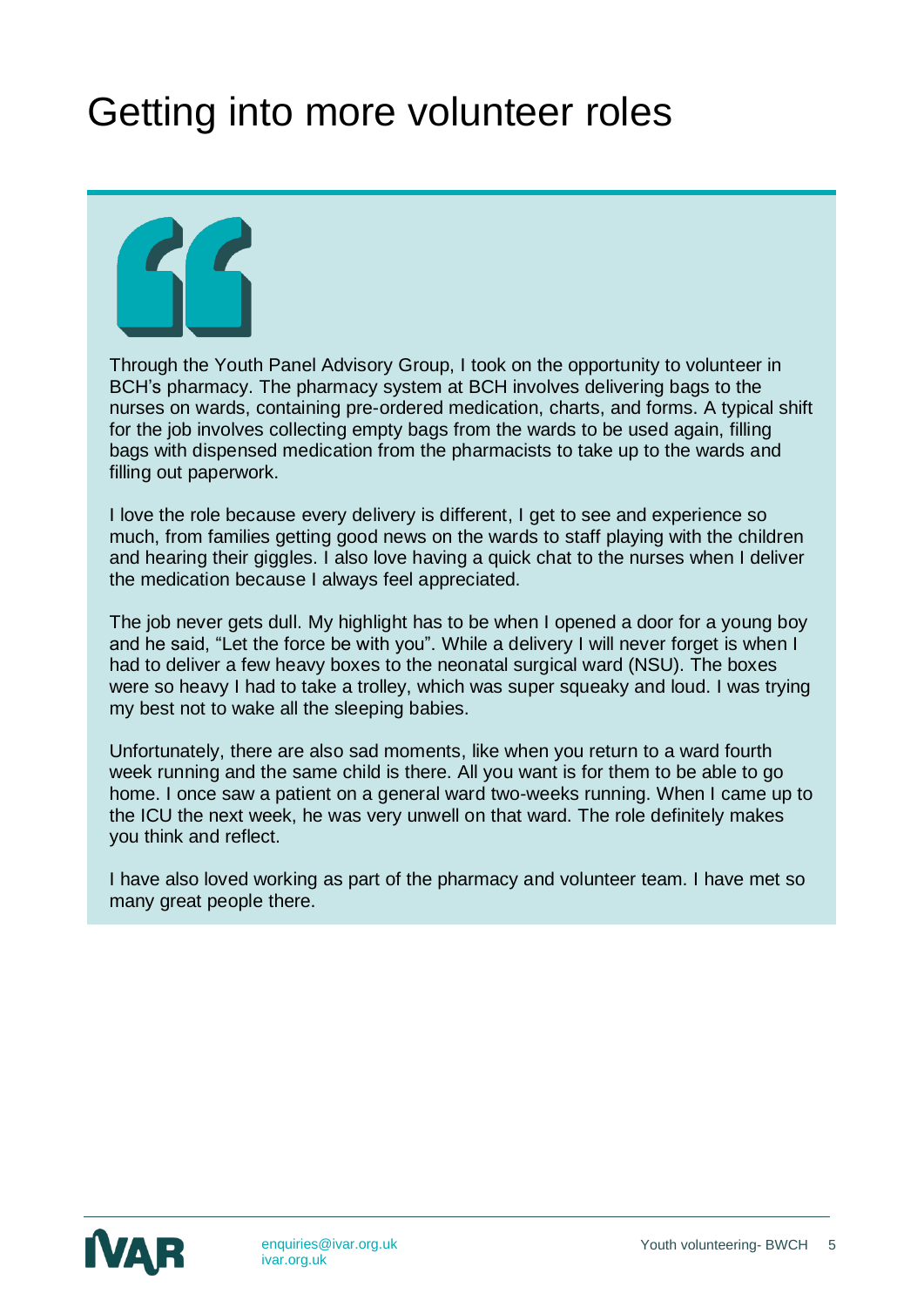# Getting into more volunteer roles

Through the Youth Panel Advisory Group, I took on the opportunity to volunteer in BCH's pharmacy. The pharmacy system at BCH involves delivering bags to the nurses on wards, containing pre-ordered medication, charts, and forms. A typical shift for the job involves collecting empty bags from the wards to be used again, filling bags with dispensed medication from the pharmacists to take up to the wards and filling out paperwork.

I love the role because every delivery is different, I get to see and experience so much, from families getting good news on the wards to staff playing with the children and hearing their giggles. I also love having a quick chat to the nurses when I deliver the medication because I always feel appreciated.

The job never gets dull. My highlight has to be when I opened a door for a young boy and he said, "Let the force be with you". While a delivery I will never forget is when I had to deliver a few heavy boxes to the neonatal surgical ward (NSU). The boxes were so heavy I had to take a trolley, which was super squeaky and loud. I was trying my best not to wake all the sleeping babies.

Unfortunately, there are also sad moments, like when you return to a ward fourth week running and the same child is there. All you want is for them to be able to go home. I once saw a patient on a general ward two-weeks running. When I came up to the ICU the next week, he was very unwell on that ward. The role definitely makes you think and reflect.

I have also loved working as part of the pharmacy and volunteer team. I have met so many great people there.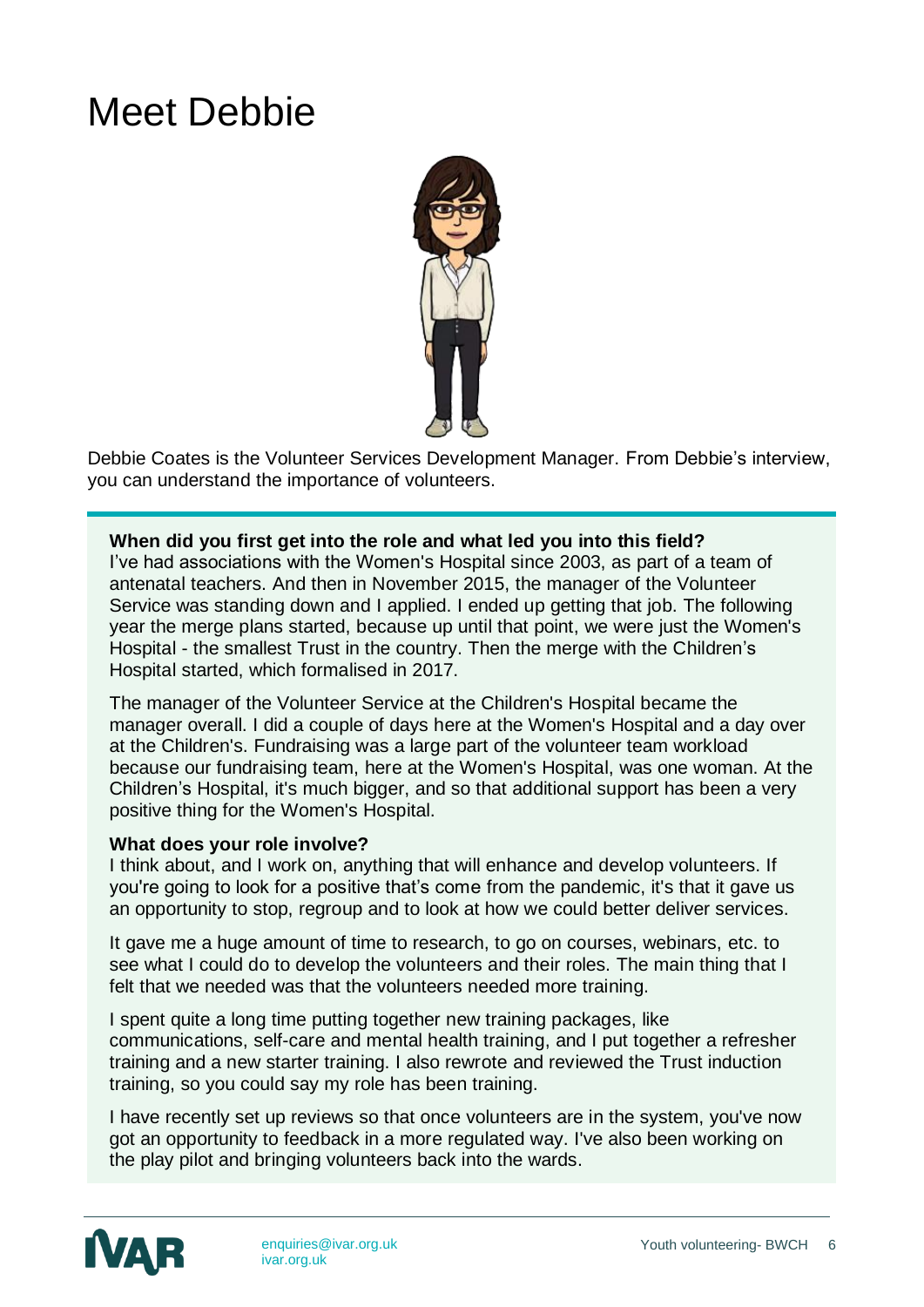# Meet Debbie

Debbie Coates is the Volunteer Services Development Manager. From Debbie's interview, you can understand the importance of volunteers.

**When did you first get into the role and what led you into this field?**
I've had associations with the Women's Hospital since 2003, as part of a team of antenatal teachers. And then in November 2015, the manager of the Volunteer Service was standing down and I applied. I ended up getting that job. The following year the merge plans started, because up until that point, we were just the Women's Hospital - the smallest Trust in the country. Then the merge with the Children's Hospital started, which formalised in 2017.

The manager of the Volunteer Service at the Children's Hospital became the manager overall. I did a couple of days here at the Women's Hospital and a day over at the Children's. Fundraising was a large part of the volunteer team workload because our fundraising team, here at the Women's Hospital, was one woman. At the Children's Hospital, it's much bigger, and so that additional support has been a very positive thing for the Women's Hospital.

**What does your role involve?**
I think about, and I work on, anything that will enhance and develop volunteers. If you're going to look for a positive that's come from the pandemic, it's that it gave us an opportunity to stop, regroup and to look at how we could better deliver services.

It gave me a huge amount of time to research, to go on courses, webinars, etc. to see what I could do to develop the volunteers and their roles. The main thing that I felt that we needed was that the volunteers needed more training.

I spent quite a long time putting together new training packages, like communications, self-care and mental health training, and I put together a refresher training and a new starter training. I also rewrote and reviewed the Trust induction training, so you could say my role has been training.

I have recently set up reviews so that once volunteers are in the system, you've now got an opportunity to feedback in a more regulated way. I've also been working on the play pilot and bringing volunteers back into the wards.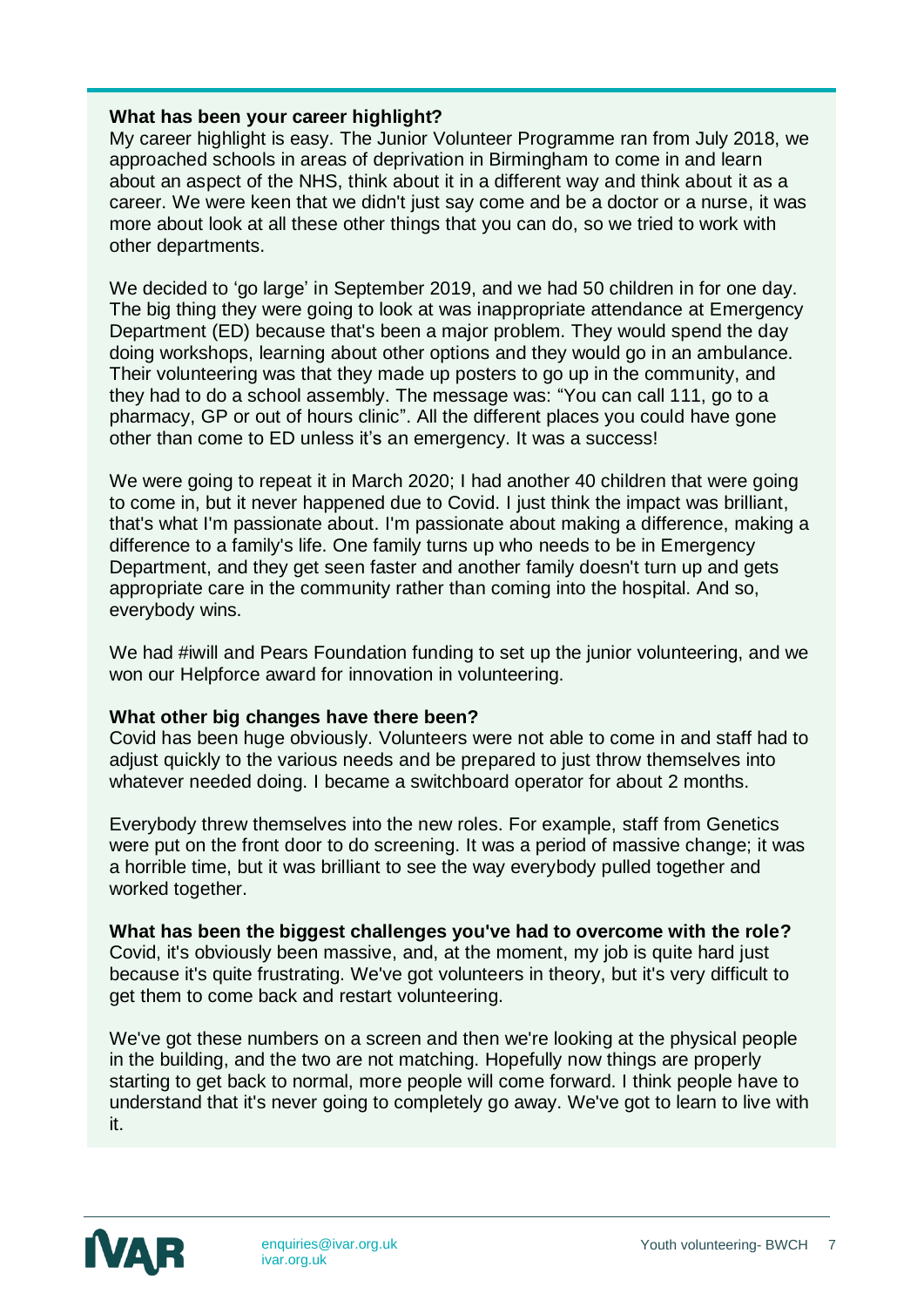**What has been your career highlight?**

My career highlight is easy. The Junior Volunteer Programme ran from July 2018, we approached schools in areas of deprivation in Birmingham to come in and learn about an aspect of the NHS, think about it in a different way and think about it as a career. We were keen that we didn't just say come and be a doctor or a nurse, it was more about look at all these other things that you can do, so we tried to work with other departments.

We decided to 'go large' in September 2019, and we had 50 children in for one day. The big thing they were going to look at was inappropriate attendance at Emergency Department (ED) because that's been a major problem. They would spend the day doing workshops, learning about other options and they would go in an ambulance. Their volunteering was that they made up posters to go up in the community, and they had to do a school assembly. The message was: "You can call 111, go to a pharmacy, GP or out of hours clinic". All the different places you could have gone other than come to ED unless it's an emergency. It was a success!

We were going to repeat it in March 2020; I had another 40 children that were going to come in, but it never happened due to Covid. I just think the impact was brilliant, that's what I'm passionate about. I'm passionate about making a difference, making a difference to a family's life. One family turns up who needs to be in Emergency Department, and they get seen faster and another family doesn't turn up and gets appropriate care in the community rather than coming into the hospital. And so, everybody wins.

We had #iwill and Pears Foundation funding to set up the junior volunteering, and we won our Helpforce award for innovation in volunteering.

**What other big changes have there been?**

Covid has been huge obviously. Volunteers were not able to come in and staff had to adjust quickly to the various needs and be prepared to just throw themselves into whatever needed doing. I became a switchboard operator for about 2 months.

Everybody threw themselves into the new roles. For example, staff from Genetics were put on the front door to do screening. It was a period of massive change; it was a horrible time, but it was brilliant to see the way everybody pulled together and worked together.

**What has been the biggest challenges you've had to overcome with the role?**

Covid, it's obviously been massive, and, at the moment, my job is quite hard just because it's quite frustrating. We've got volunteers in theory, but it's very difficult to get them to come back and restart volunteering.

We've got these numbers on a screen and then we're looking at the physical people in the building, and the two are not matching. Hopefully now things are properly starting to get back to normal, more people will come forward. I think people have to understand that it's never going to completely go away. We've got to learn to live with it.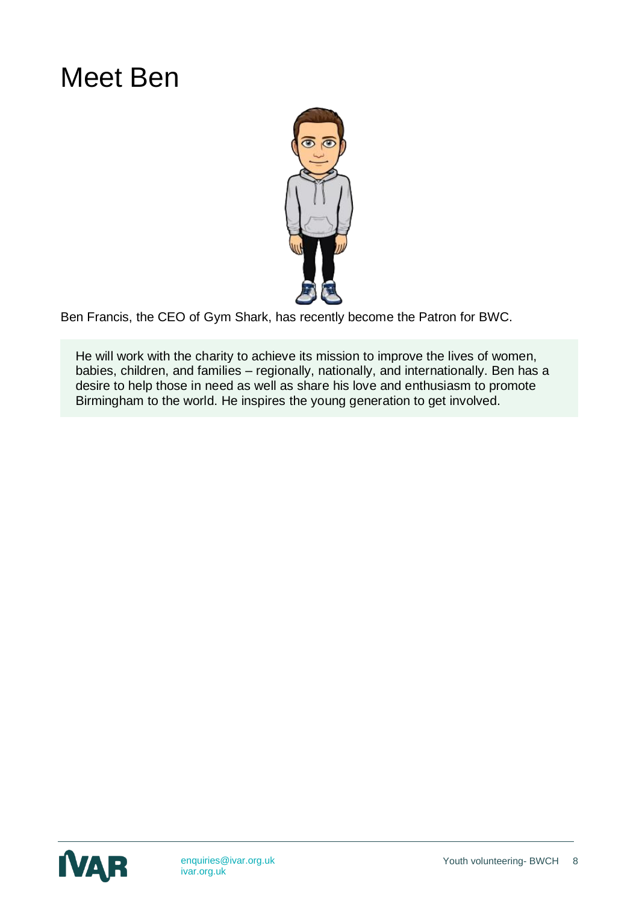# Meet Ben

Ben Francis, the CEO of Gym Shark, has recently become the Patron for BWC.

He will work with the charity to achieve its mission to improve the lives of women, babies, children, and families – regionally, nationally, and internationally. Ben has a desire to help those in need as well as share his love and enthusiasm to promote Birmingham to the world. He inspires the young generation to get involved.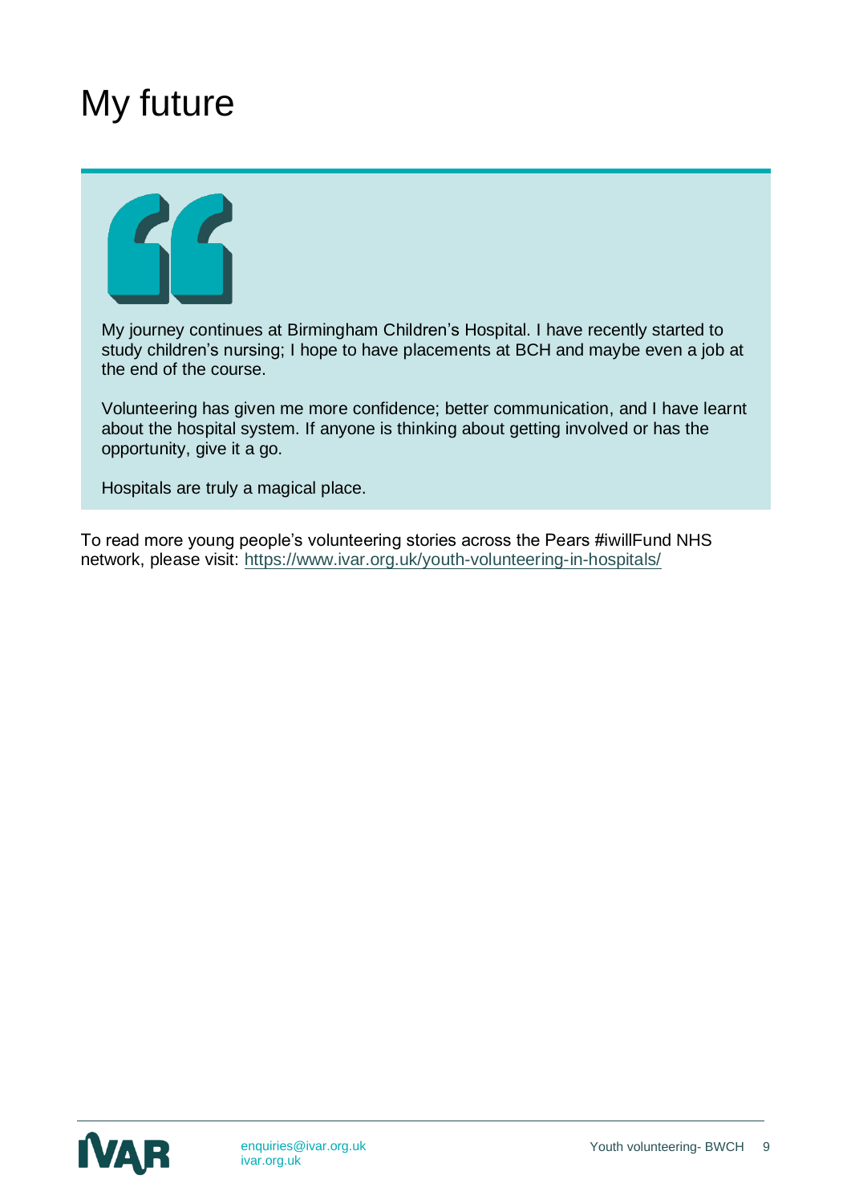# My future

> My journey continues at Birmingham Children's Hospital. I have recently started to study children's nursing; I hope to have placements at BCH and maybe even a job at the end of the course.
>
> Volunteering has given me more confidence; better communication, and I have learnt about the hospital system. If anyone is thinking about getting involved or has the opportunity, give it a go.
>
> Hospitals are truly a magical place.

To read more young people's volunteering stories across the Pears #iwillFund NHS network, please visit: https://www.ivar.org.uk/youth-volunteering-in-hospitals/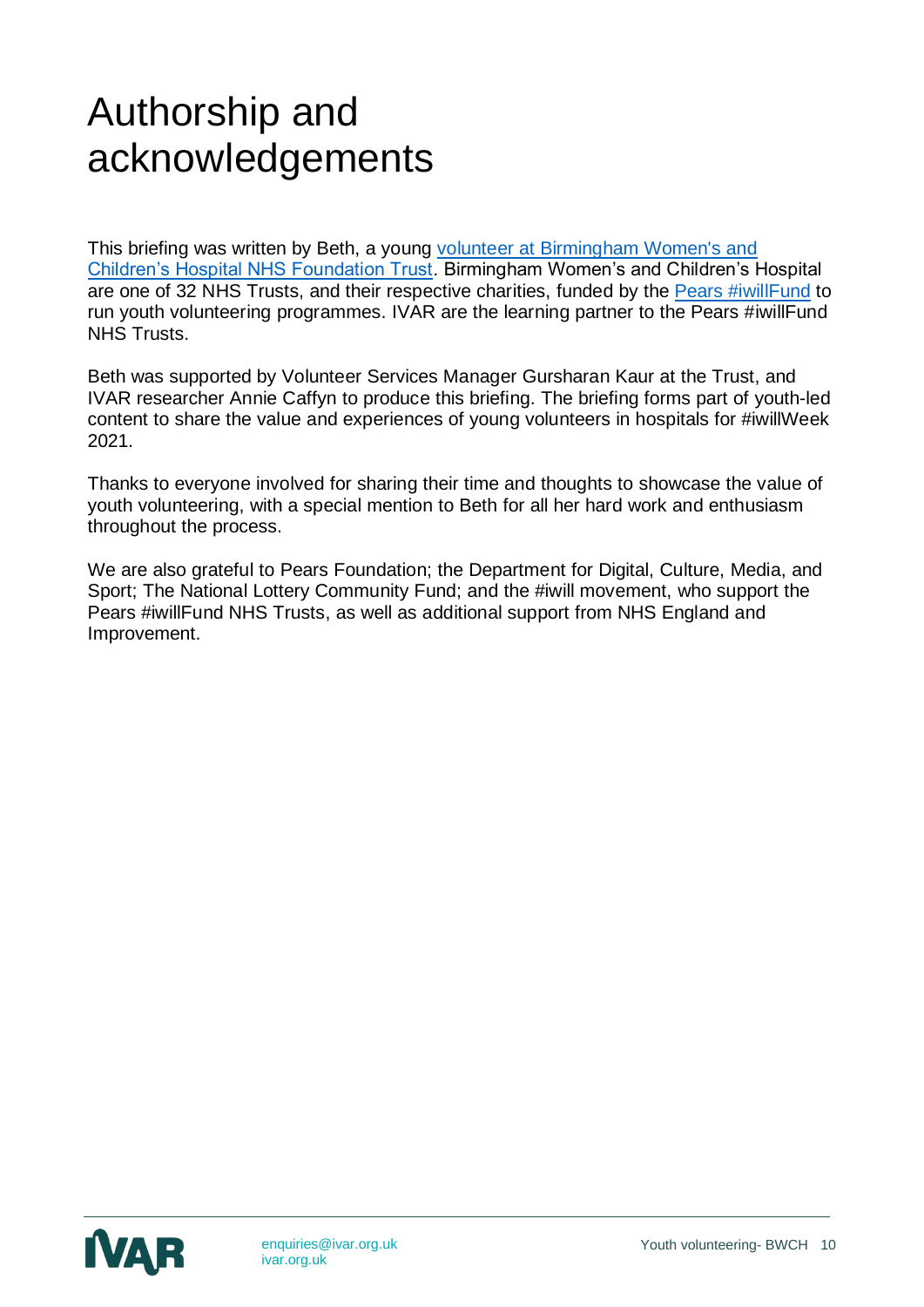# Authorship and acknowledgements

This briefing was written by Beth, a young volunteer at Birmingham Women's and Children's Hospital NHS Foundation Trust. Birmingham Women's and Children's Hospital are one of 32 NHS Trusts, and their respective charities, funded by the Pears #iwillFund to run youth volunteering programmes. IVAR are the learning partner to the Pears #iwillFund NHS Trusts.

Beth was supported by Volunteer Services Manager Gursharan Kaur at the Trust, and IVAR researcher Annie Caffyn to produce this briefing. The briefing forms part of youth-led content to share the value and experiences of young volunteers in hospitals for #iwillWeek 2021.

Thanks to everyone involved for sharing their time and thoughts to showcase the value of youth volunteering, with a special mention to Beth for all her hard work and enthusiasm throughout the process.

We are also grateful to Pears Foundation; the Department for Digital, Culture, Media, and Sport; The National Lottery Community Fund; and the #iwill movement, who support the Pears #iwillFund NHS Trusts, as well as additional support from NHS England and Improvement.